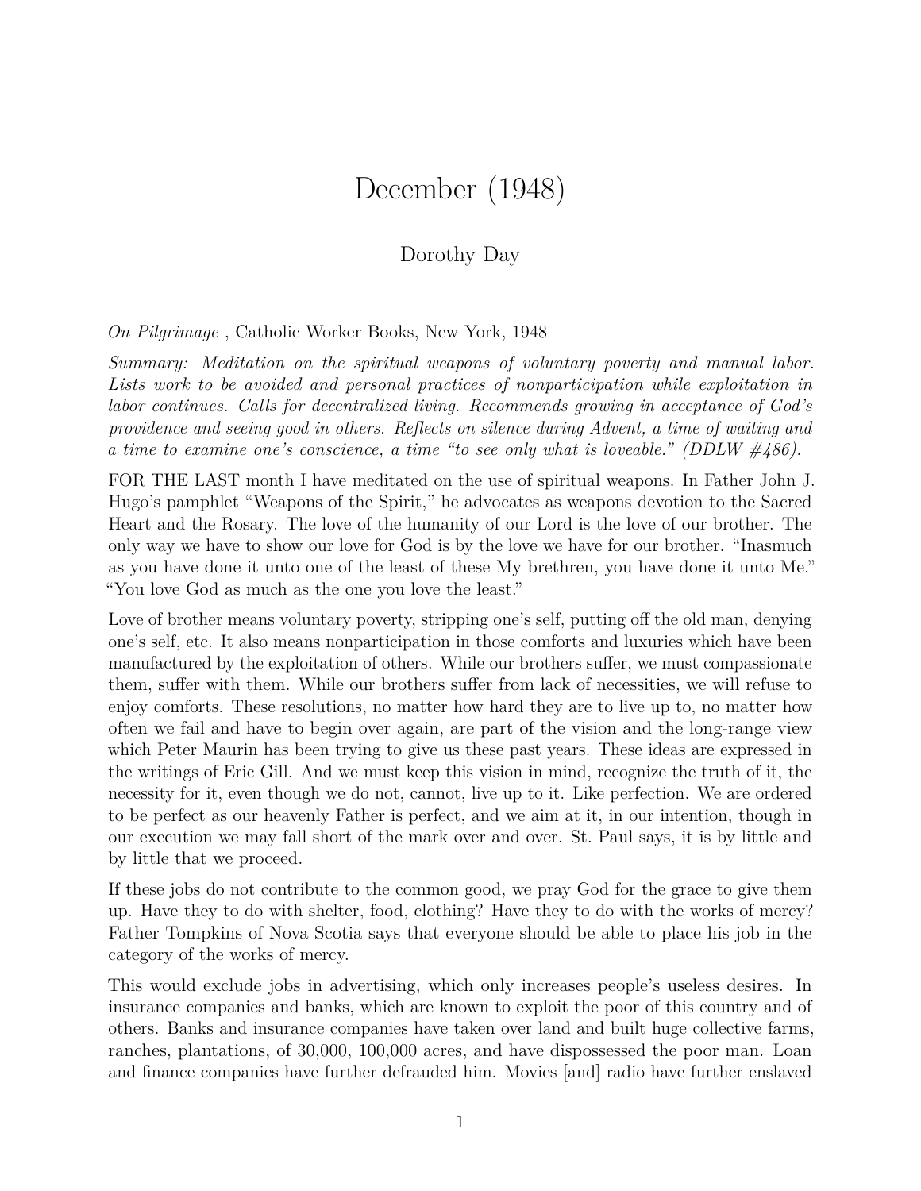# December (1948)

## Dorothy Day

*On Pilgrimage* , Catholic Worker Books, New York, 1948

*Summary: Meditation on the spiritual weapons of voluntary poverty and manual labor. Lists work to be avoided and personal practices of nonparticipation while exploitation in labor continues. Calls for decentralized living. Recommends growing in acceptance of God's providence and seeing good in others. Reflects on silence during Advent, a time of waiting and a time to examine one's conscience, a time "to see only what is loveable." (DDLW #486).*

FOR THE LAST month I have meditated on the use of spiritual weapons. In Father John J. Hugo's pamphlet "Weapons of the Spirit," he advocates as weapons devotion to the Sacred Heart and the Rosary. The love of the humanity of our Lord is the love of our brother. The only way we have to show our love for God is by the love we have for our brother. "Inasmuch as you have done it unto one of the least of these My brethren, you have done it unto Me." "You love God as much as the one you love the least."

Love of brother means voluntary poverty, stripping one's self, putting off the old man, denying one's self, etc. It also means nonparticipation in those comforts and luxuries which have been manufactured by the exploitation of others. While our brothers suffer, we must compassionate them, suffer with them. While our brothers suffer from lack of necessities, we will refuse to enjoy comforts. These resolutions, no matter how hard they are to live up to, no matter how often we fail and have to begin over again, are part of the vision and the long-range view which Peter Maurin has been trying to give us these past years. These ideas are expressed in the writings of Eric Gill. And we must keep this vision in mind, recognize the truth of it, the necessity for it, even though we do not, cannot, live up to it. Like perfection. We are ordered to be perfect as our heavenly Father is perfect, and we aim at it, in our intention, though in our execution we may fall short of the mark over and over. St. Paul says, it is by little and by little that we proceed.

If these jobs do not contribute to the common good, we pray God for the grace to give them up. Have they to do with shelter, food, clothing? Have they to do with the works of mercy? Father Tompkins of Nova Scotia says that everyone should be able to place his job in the category of the works of mercy.

This would exclude jobs in advertising, which only increases people's useless desires. In insurance companies and banks, which are known to exploit the poor of this country and of others. Banks and insurance companies have taken over land and built huge collective farms, ranches, plantations, of 30,000, 100,000 acres, and have dispossessed the poor man. Loan and finance companies have further defrauded him. Movies [and] radio have further enslaved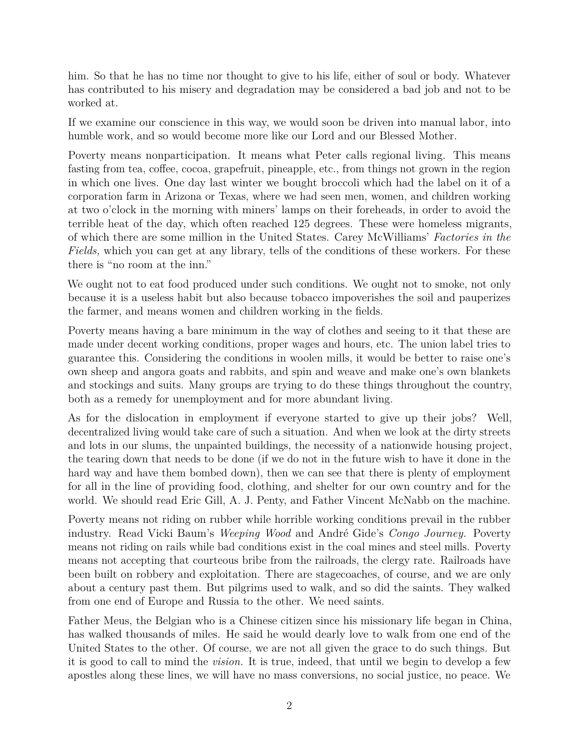him. So that he has no time nor thought to give to his life, either of soul or body. Whatever has contributed to his misery and degradation may be considered a bad job and not to be worked at.

If we examine our conscience in this way, we would soon be driven into manual labor, into humble work, and so would become more like our Lord and our Blessed Mother.

Poverty means nonparticipation. It means what Peter calls regional living. This means fasting from tea, coffee, cocoa, grapefruit, pineapple, etc., from things not grown in the region in which one lives. One day last winter we bought broccoli which had the label on it of a corporation farm in Arizona or Texas, where we had seen men, women, and children working at two o'clock in the morning with miners' lamps on their foreheads, in order to avoid the terrible heat of the day, which often reached 125 degrees. These were homeless migrants, of which there are some million in the United States. Carey McWilliams' *Factories in the Fields,* which you can get at any library, tells of the conditions of these workers. For these there is "no room at the inn."

We ought not to eat food produced under such conditions. We ought not to smoke, not only because it is a useless habit but also because tobacco impoverishes the soil and pauperizes the farmer, and means women and children working in the fields.

Poverty means having a bare minimum in the way of clothes and seeing to it that these are made under decent working conditions, proper wages and hours, etc. The union label tries to guarantee this. Considering the conditions in woolen mills, it would be better to raise one's own sheep and angora goats and rabbits, and spin and weave and make one's own blankets and stockings and suits. Many groups are trying to do these things throughout the country, both as a remedy for unemployment and for more abundant living.

As for the dislocation in employment if everyone started to give up their jobs? Well, decentralized living would take care of such a situation. And when we look at the dirty streets and lots in our slums, the unpainted buildings, the necessity of a nationwide housing project, the tearing down that needs to be done (if we do not in the future wish to have it done in the hard way and have them bombed down), then we can see that there is plenty of employment for all in the line of providing food, clothing, and shelter for our own country and for the world. We should read Eric Gill, A. J. Penty, and Father Vincent McNabb on the machine.

Poverty means not riding on rubber while horrible working conditions prevail in the rubber industry. Read Vicki Baum's *Weeping Wood* and André Gide's *Congo Journey.* Poverty means not riding on rails while bad conditions exist in the coal mines and steel mills. Poverty means not accepting that courteous bribe from the railroads, the clergy rate. Railroads have been built on robbery and exploitation. There are stagecoaches, of course, and we are only about a century past them. But pilgrims used to walk, and so did the saints. They walked from one end of Europe and Russia to the other. We need saints.

Father Meus, the Belgian who is a Chinese citizen since his missionary life began in China, has walked thousands of miles. He said he would dearly love to walk from one end of the United States to the other. Of course, we are not all given the grace to do such things. But it is good to call to mind the *vision.* It is true, indeed, that until we begin to develop a few apostles along these lines, we will have no mass conversions, no social justice, no peace. We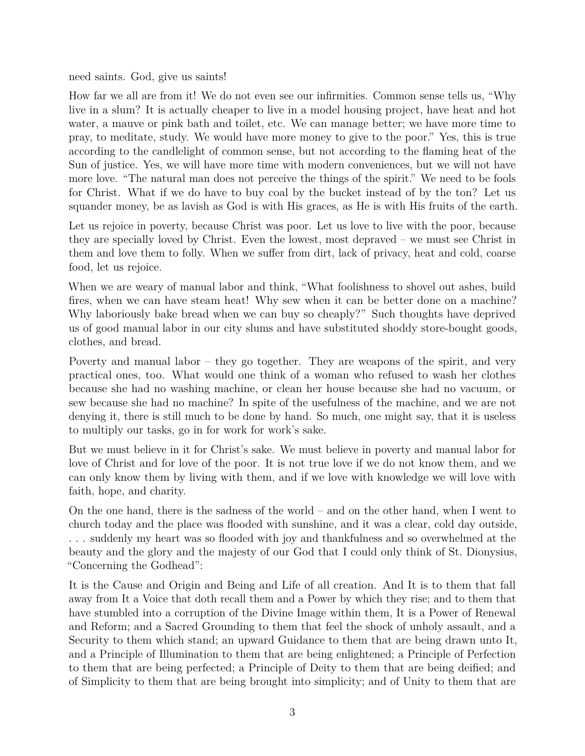need saints. God, give us saints!

How far we all are from it! We do not even see our infirmities. Common sense tells us, "Why live in a slum? It is actually cheaper to live in a model housing project, have heat and hot water, a mauve or pink bath and toilet, etc. We can manage better; we have more time to pray, to meditate, study. We would have more money to give to the poor." Yes, this is true according to the candlelight of common sense, but not according to the flaming heat of the Sun of justice. Yes, we will have more time with modern conveniences, but we will not have more love. "The natural man does not perceive the things of the spirit." We need to be fools for Christ. What if we do have to buy coal by the bucket instead of by the ton? Let us squander money, be as lavish as God is with His graces, as He is with His fruits of the earth.

Let us rejoice in poverty, because Christ was poor. Let us love to live with the poor, because they are specially loved by Christ. Even the lowest, most depraved – we must see Christ in them and love them to folly. When we suffer from dirt, lack of privacy, heat and cold, coarse food, let us rejoice.

When we are weary of manual labor and think, "What foolishness to shovel out ashes, build fires, when we can have steam heat! Why sew when it can be better done on a machine? Why laboriously bake bread when we can buy so cheaply?" Such thoughts have deprived us of good manual labor in our city slums and have substituted shoddy store-bought goods, clothes, and bread.

Poverty and manual labor – they go together. They are weapons of the spirit, and very practical ones, too. What would one think of a woman who refused to wash her clothes because she had no washing machine, or clean her house because she had no vacuum, or sew because she had no machine? In spite of the usefulness of the machine, and we are not denying it, there is still much to be done by hand. So much, one might say, that it is useless to multiply our tasks, go in for work for work's sake.

But we must believe in it for Christ's sake. We must believe in poverty and manual labor for love of Christ and for love of the poor. It is not true love if we do not know them, and we can only know them by living with them, and if we love with knowledge we will love with faith, hope, and charity.

On the one hand, there is the sadness of the world – and on the other hand, when I went to church today and the place was flooded with sunshine, and it was a clear, cold day outside, . . . suddenly my heart was so flooded with joy and thankfulness and so overwhelmed at the beauty and the glory and the majesty of our God that I could only think of St. Dionysius, "Concerning the Godhead":

It is the Cause and Origin and Being and Life of all creation. And It is to them that fall away from It a Voice that doth recall them and a Power by which they rise; and to them that have stumbled into a corruption of the Divine Image within them, It is a Power of Renewal and Reform; and a Sacred Grounding to them that feel the shock of unholy assault, and a Security to them which stand; an upward Guidance to them that are being drawn unto It, and a Principle of Illumination to them that are being enlightened; a Principle of Perfection to them that are being perfected; a Principle of Deity to them that are being deified; and of Simplicity to them that are being brought into simplicity; and of Unity to them that are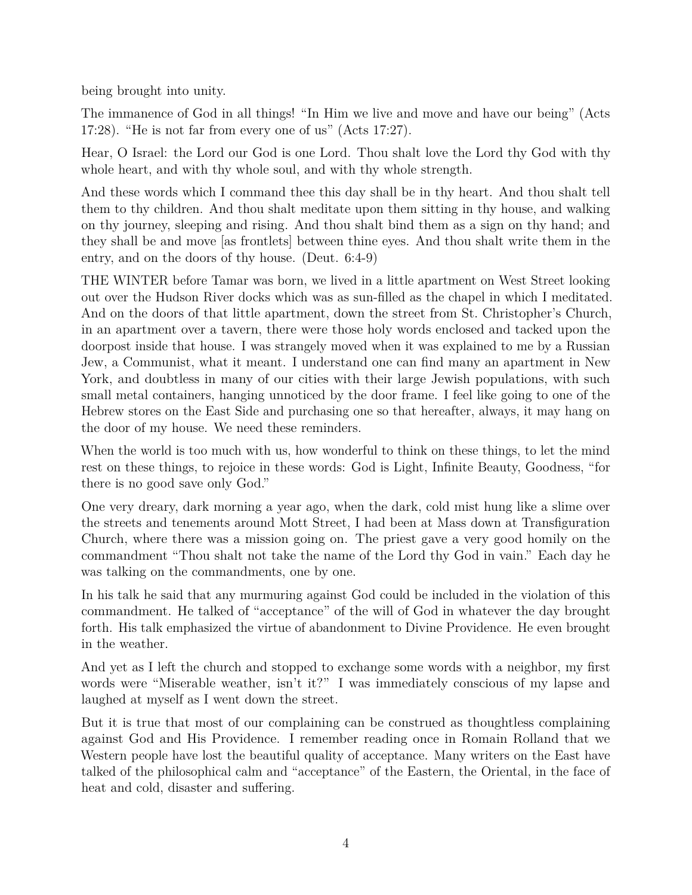being brought into unity.

The immanence of God in all things! "In Him we live and move and have our being" (Acts 17:28). "He is not far from every one of us" (Acts 17:27).

Hear, O Israel: the Lord our God is one Lord. Thou shalt love the Lord thy God with thy whole heart, and with thy whole soul, and with thy whole strength.

And these words which I command thee this day shall be in thy heart. And thou shalt tell them to thy children. And thou shalt meditate upon them sitting in thy house, and walking on thy journey, sleeping and rising. And thou shalt bind them as a sign on thy hand; and they shall be and move [as frontlets] between thine eyes. And thou shalt write them in the entry, and on the doors of thy house. (Deut. 6:4-9)

THE WINTER before Tamar was born, we lived in a little apartment on West Street looking out over the Hudson River docks which was as sun-filled as the chapel in which I meditated. And on the doors of that little apartment, down the street from St. Christopher's Church, in an apartment over a tavern, there were those holy words enclosed and tacked upon the doorpost inside that house. I was strangely moved when it was explained to me by a Russian Jew, a Communist, what it meant. I understand one can find many an apartment in New York, and doubtless in many of our cities with their large Jewish populations, with such small metal containers, hanging unnoticed by the door frame. I feel like going to one of the Hebrew stores on the East Side and purchasing one so that hereafter, always, it may hang on the door of my house. We need these reminders.

When the world is too much with us, how wonderful to think on these things, to let the mind rest on these things, to rejoice in these words: God is Light, Infinite Beauty, Goodness, "for there is no good save only God."

One very dreary, dark morning a year ago, when the dark, cold mist hung like a slime over the streets and tenements around Mott Street, I had been at Mass down at Transfiguration Church, where there was a mission going on. The priest gave a very good homily on the commandment "Thou shalt not take the name of the Lord thy God in vain." Each day he was talking on the commandments, one by one.

In his talk he said that any murmuring against God could be included in the violation of this commandment. He talked of "acceptance" of the will of God in whatever the day brought forth. His talk emphasized the virtue of abandonment to Divine Providence. He even brought in the weather.

And yet as I left the church and stopped to exchange some words with a neighbor, my first words were "Miserable weather, isn't it?" I was immediately conscious of my lapse and laughed at myself as I went down the street.

But it is true that most of our complaining can be construed as thoughtless complaining against God and His Providence. I remember reading once in Romain Rolland that we Western people have lost the beautiful quality of acceptance. Many writers on the East have talked of the philosophical calm and "acceptance" of the Eastern, the Oriental, in the face of heat and cold, disaster and suffering.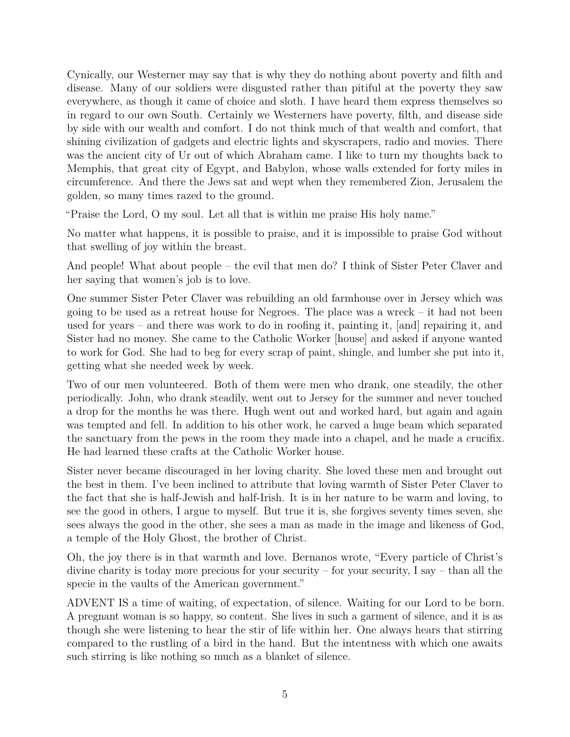Cynically, our Westerner may say that is why they do nothing about poverty and filth and disease. Many of our soldiers were disgusted rather than pitiful at the poverty they saw everywhere, as though it came of choice and sloth. I have heard them express themselves so in regard to our own South. Certainly we Westerners have poverty, filth, and disease side by side with our wealth and comfort. I do not think much of that wealth and comfort, that shining civilization of gadgets and electric lights and skyscrapers, radio and movies. There was the ancient city of Ur out of which Abraham came. I like to turn my thoughts back to Memphis, that great city of Egypt, and Babylon, whose walls extended for forty miles in circumference. And there the Jews sat and wept when they remembered Zion, Jerusalem the golden, so many times razed to the ground.

"Praise the Lord, O my soul. Let all that is within me praise His holy name."

No matter what happens, it is possible to praise, and it is impossible to praise God without that swelling of joy within the breast.

And people! What about people – the evil that men do? I think of Sister Peter Claver and her saying that women's job is to love.

One summer Sister Peter Claver was rebuilding an old farmhouse over in Jersey which was going to be used as a retreat house for Negroes. The place was a wreck – it had not been used for years – and there was work to do in roofing it, painting it, [and] repairing it, and Sister had no money. She came to the Catholic Worker [house] and asked if anyone wanted to work for God. She had to beg for every scrap of paint, shingle, and lumber she put into it, getting what she needed week by week.

Two of our men volunteered. Both of them were men who drank, one steadily, the other periodically. John, who drank steadily, went out to Jersey for the summer and never touched a drop for the months he was there. Hugh went out and worked hard, but again and again was tempted and fell. In addition to his other work, he carved a huge beam which separated the sanctuary from the pews in the room they made into a chapel, and he made a crucifix. He had learned these crafts at the Catholic Worker house.

Sister never became discouraged in her loving charity. She loved these men and brought out the best in them. I've been inclined to attribute that loving warmth of Sister Peter Claver to the fact that she is half-Jewish and half-Irish. It is in her nature to be warm and loving, to see the good in others, I argue to myself. But true it is, she forgives seventy times seven, she sees always the good in the other, she sees a man as made in the image and likeness of God, a temple of the Holy Ghost, the brother of Christ.

Oh, the joy there is in that warmth and love. Bernanos wrote, "Every particle of Christ's divine charity is today more precious for your security – for your security, I say – than all the specie in the vaults of the American government."

ADVENT IS a time of waiting, of expectation, of silence. Waiting for our Lord to be born. A pregnant woman is so happy, so content. She lives in such a garment of silence, and it is as though she were listening to hear the stir of life within her. One always hears that stirring compared to the rustling of a bird in the hand. But the intentness with which one awaits such stirring is like nothing so much as a blanket of silence.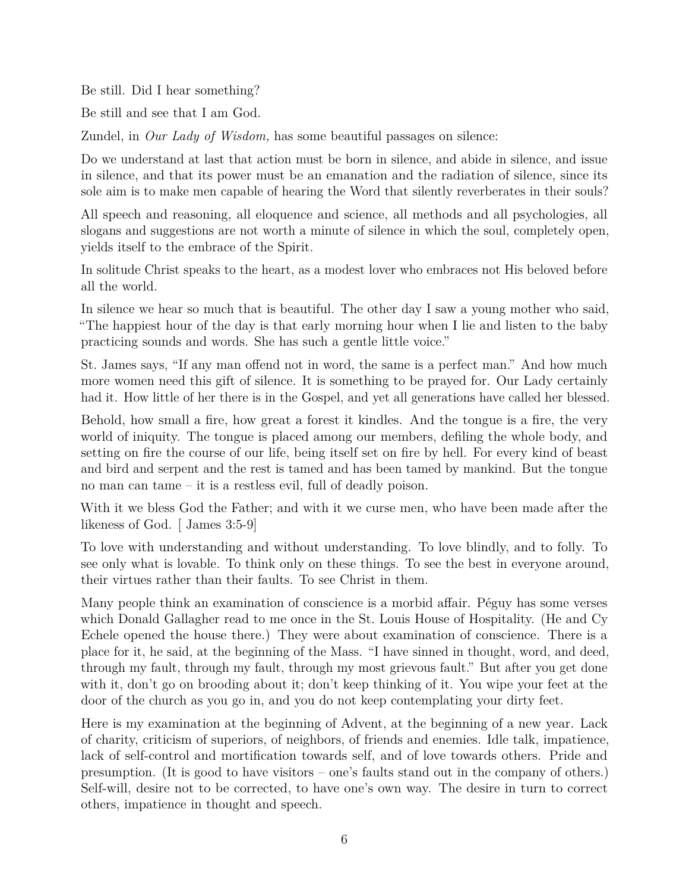Be still. Did I hear something?

Be still and see that I am God.

Zundel, in *Our Lady of Wisdom,* has some beautiful passages on silence:

Do we understand at last that action must be born in silence, and abide in silence, and issue in silence, and that its power must be an emanation and the radiation of silence, since its sole aim is to make men capable of hearing the Word that silently reverberates in their souls?

All speech and reasoning, all eloquence and science, all methods and all psychologies, all slogans and suggestions are not worth a minute of silence in which the soul, completely open, yields itself to the embrace of the Spirit.

In solitude Christ speaks to the heart, as a modest lover who embraces not His beloved before all the world.

In silence we hear so much that is beautiful. The other day I saw a young mother who said, "The happiest hour of the day is that early morning hour when I lie and listen to the baby practicing sounds and words. She has such a gentle little voice."

St. James says, "If any man offend not in word, the same is a perfect man." And how much more women need this gift of silence. It is something to be prayed for. Our Lady certainly had it. How little of her there is in the Gospel, and yet all generations have called her blessed.

Behold, how small a fire, how great a forest it kindles. And the tongue is a fire, the very world of iniquity. The tongue is placed among our members, defiling the whole body, and setting on fire the course of our life, being itself set on fire by hell. For every kind of beast and bird and serpent and the rest is tamed and has been tamed by mankind. But the tongue no man can tame – it is a restless evil, full of deadly poison.

With it we bless God the Father; and with it we curse men, who have been made after the likeness of God. [ James 3:5-9]

To love with understanding and without understanding. To love blindly, and to folly. To see only what is lovable. To think only on these things. To see the best in everyone around, their virtues rather than their faults. To see Christ in them.

Many people think an examination of conscience is a morbid affair. Péguy has some verses which Donald Gallagher read to me once in the St. Louis House of Hospitality. (He and Cy Echele opened the house there.) They were about examination of conscience. There is a place for it, he said, at the beginning of the Mass. "I have sinned in thought, word, and deed, through my fault, through my fault, through my most grievous fault." But after you get done with it, don't go on brooding about it; don't keep thinking of it. You wipe your feet at the door of the church as you go in, and you do not keep contemplating your dirty feet.

Here is my examination at the beginning of Advent, at the beginning of a new year. Lack of charity, criticism of superiors, of neighbors, of friends and enemies. Idle talk, impatience, lack of self-control and mortification towards self, and of love towards others. Pride and presumption. (It is good to have visitors – one's faults stand out in the company of others.) Self-will, desire not to be corrected, to have one's own way. The desire in turn to correct others, impatience in thought and speech.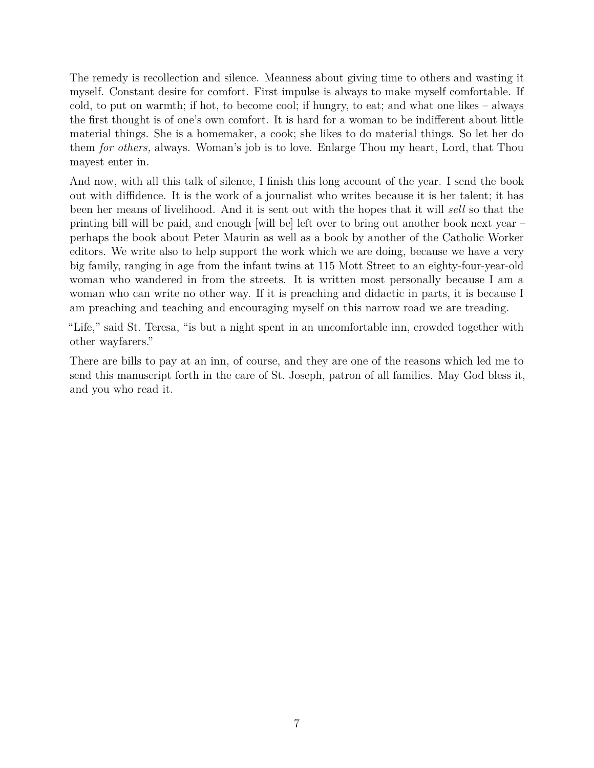The remedy is recollection and silence. Meanness about giving time to others and wasting it myself. Constant desire for comfort. First impulse is always to make myself comfortable. If cold, to put on warmth; if hot, to become cool; if hungry, to eat; and what one likes – always the first thought is of one's own comfort. It is hard for a woman to be indifferent about little material things. She is a homemaker, a cook; she likes to do material things. So let her do them *for others,* always. Woman's job is to love. Enlarge Thou my heart, Lord, that Thou mayest enter in.

And now, with all this talk of silence, I finish this long account of the year. I send the book out with diffidence. It is the work of a journalist who writes because it is her talent; it has been her means of livelihood. And it is sent out with the hopes that it will *sell* so that the printing bill will be paid, and enough [will be] left over to bring out another book next year – perhaps the book about Peter Maurin as well as a book by another of the Catholic Worker editors. We write also to help support the work which we are doing, because we have a very big family, ranging in age from the infant twins at 115 Mott Street to an eighty-four-year-old woman who wandered in from the streets. It is written most personally because I am a woman who can write no other way. If it is preaching and didactic in parts, it is because I am preaching and teaching and encouraging myself on this narrow road we are treading.

"Life," said St. Teresa, "is but a night spent in an uncomfortable inn, crowded together with other wayfarers."

There are bills to pay at an inn, of course, and they are one of the reasons which led me to send this manuscript forth in the care of St. Joseph, patron of all families. May God bless it, and you who read it.